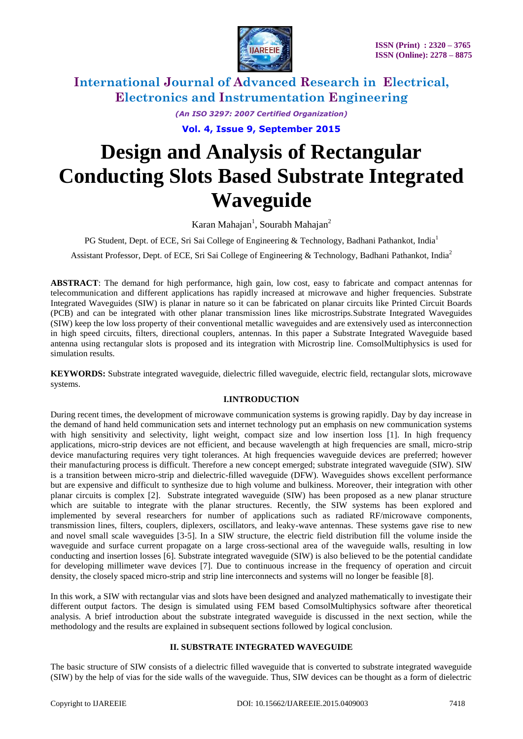# Design and Analysis of Rectangular Conducting Slots Based Substrate Integrated Waveguide

Karan Mahajan[1], Sourabh Mahajan[2]

PG Student, Dept. of ECE, Sri Sai College of Engineering & Technology, Badhani Pathankot, India[1]

Assistant Professor, Dept. of ECE, Sri Sai College of Engineering & Technology, Badhani Pathankot, India[2]

**ABSTRACT**: The demand for high performance, high gain, low cost, easy to fabricate and compact antennas for telecommunication and different applications has rapidly increased at microwave and higher frequencies. Substrate Integrated Waveguides (SIW) is planar in nature so it can be fabricated on planar circuits like Printed Circuit Boards (PCB) and can be integrated with other planar transmission lines like microstrips.Substrate Integrated Waveguides (SIW) keep the low loss property of their conventional metallic waveguides and are extensively used as interconnection in high speed circuits, filters, directional couplers, antennas. In this paper a Substrate Integrated Waveguide based antenna using rectangular slots is proposed and its integration with Microstrip line. ComsolMultiphysics is used for simulation results.

**KEYWORDS:** Substrate integrated waveguide, dielectric filled waveguide, electric field, rectangular slots, microwave systems.

## I.INTRODUCTION

During recent times, the development of microwave communication systems is growing rapidly. Day by day increase in the demand of hand held communication sets and internet technology put an emphasis on new communication systems with high sensitivity and selectivity, light weight, compact size and low insertion loss [1]. In high frequency applications, micro-strip devices are not efficient, and because wavelength at high frequencies are small, micro-strip device manufacturing requires very tight tolerances. At high frequencies waveguide devices are preferred; however their manufacturing process is difficult. Therefore a new concept emerged; substrate integrated waveguide (SIW). SIW is a transition between micro-strip and dielectric-filled waveguide (DFW). Waveguides shows excellent performance but are expensive and difficult to synthesize due to high volume and bulkiness. Moreover, their integration with other planar circuits is complex [2]. Substrate integrated waveguide (SIW) has been proposed as a new planar structure which are suitable to integrate with the planar structures. Recently, the SIW systems has been explored and implemented by several researchers for number of applications such as radiated RF/microwave components, transmission lines, filters, couplers, diplexers, oscillators, and leaky-wave antennas. These systems gave rise to new and novel small scale waveguides [3-5]. In a SIW structure, the electric field distribution fill the volume inside the waveguide and surface current propagate on a large cross-sectional area of the waveguide walls, resulting in low conducting and insertion losses [6]. Substrate integrated waveguide (SIW) is also believed to be the potential candidate for developing millimeter wave devices [7]. Due to continuous increase in the frequency of operation and circuit density, the closely spaced micro-strip and strip line interconnects and systems will no longer be feasible [8].

In this work, a SIW with rectangular vias and slots have been designed and analyzed mathematically to investigate their different output factors. The design is simulated using FEM based ComsolMultiphysics software after theoretical analysis. A brief introduction about the substrate integrated waveguide is discussed in the next section, while the methodology and the results are explained in subsequent sections followed by logical conclusion.

## II. SUBSTRATE INTEGRATED WAVEGUIDE

The basic structure of SIW consists of a dielectric filled waveguide that is converted to substrate integrated waveguide (SIW) by the help of vias for the side walls of the waveguide. Thus, SIW devices can be thought as a form of dielectric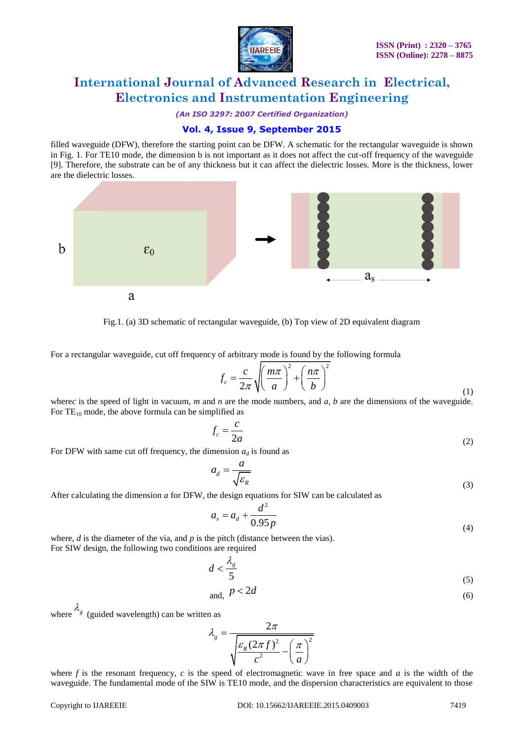filled waveguide (DFW), therefore the starting point can be DFW. A schematic for the rectangular waveguide is shown in Fig. 1. For TE10 mode, the dimension b is not important as it does not affect the cut-off frequency of the waveguide [9]. Therefore, the substrate can be of any thickness but it can affect the dielectric losses. More is the thickness, lower are the dielectric losses.

Fig.1. (a) 3D schematic of rectangular waveguide, (b) Top view of 2D equivalent diagram

For a rectangular waveguide, cut off frequency of arbitrary mode is found by the following formula

$$f_c = \frac{c}{2\pi}\sqrt{\left(\frac{m\pi}{a}\right)^2 + \left(\frac{n\pi}{b}\right)^2} \tag{1}$$

where*c* is the speed of light in vacuum, *m* and *n* are the mode numbers, and *a*, *b* are the dimensions of the waveguide. For $TE_{10}$ mode, the above formula can be simplified as

$$f_c = \frac{c}{2a} \tag{2}$$

For DFW with same cut off frequency, the dimension $a_d$ is found as

$$a_d = \frac{a}{\sqrt{\varepsilon_R}} \tag{3}$$

After calculating the dimension *a* for DFW, the design equations for SIW can be calculated as

$$a_s = a_d + \frac{d^2}{0.95p} \tag{4}$$

where, *d* is the diameter of the via, and *p* is the pitch (distance between the vias).
For SIW design, the following two conditions are required

$$d < \frac{\lambda_g}{5} \tag{5}$$

and, $$p < 2d \tag{6}$$

where $\lambda_g$ (guided wavelength) can be written as

$$\lambda_g = \frac{2\pi}{\sqrt{\frac{\varepsilon_R (2\pi f)^2}{c^2} - \left(\frac{\pi}{a}\right)^2}}$$

where *f* is the resonant frequency, *c* is the speed of electromagnetic wave in free space and *a* is the width of the waveguide. The fundamental mode of the SIW is TE10 mode, and the dispersion characteristics are equivalent to those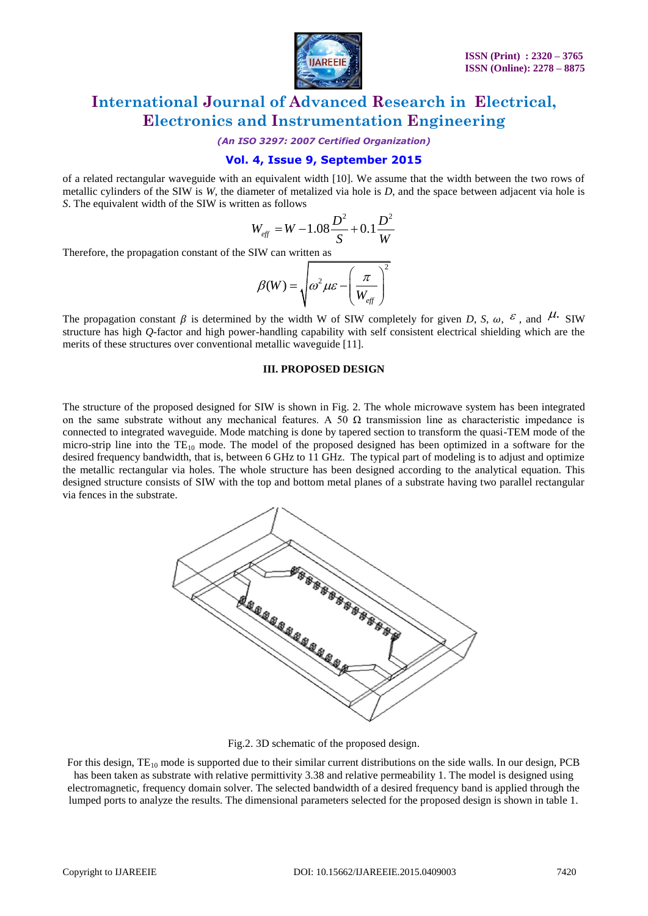of a related rectangular waveguide with an equivalent width [10]. We assume that the width between the two rows of metallic cylinders of the SIW is $W$, the diameter of metalized via hole is $D$, and the space between adjacent via hole is $S$. The equivalent width of the SIW is written as follows

$$W_{eff} = W - 1.08\frac{D^2}{S} + 0.1\frac{D^2}{W}$$

Therefore, the propagation constant of the SIW can written as

$$\beta(W) = \sqrt{\omega^2 \mu\varepsilon - \left(\frac{\pi}{W_{eff}}\right)^2}$$

The propagation constant $\beta$ is determined by the width W of SIW completely for given $D$, $S$, $\omega$, $\varepsilon$, and $\mu$. SIW structure has high $Q$-factor and high power-handling capability with self consistent electrical shielding which are the merits of these structures over conventional metallic waveguide [11].

## III. PROPOSED DESIGN

The structure of the proposed designed for SIW is shown in Fig. 2. The whole microwave system has been integrated on the same substrate without any mechanical features. A 50 Ω transmission line as characteristic impedance is connected to integrated waveguide. Mode matching is done by tapered section to transform the quasi-TEM mode of the micro-strip line into the $TE_{10}$ mode. The model of the proposed designed has been optimized in a software for the desired frequency bandwidth, that is, between 6 GHz to 11 GHz. The typical part of modeling is to adjust and optimize the metallic rectangular via holes. The whole structure has been designed according to the analytical equation. This designed structure consists of SIW with the top and bottom metal planes of a substrate having two parallel rectangular via fences in the substrate.

Fig.2. 3D schematic of the proposed design.

For this design, $TE_{10}$ mode is supported due to their similar current distributions on the side walls. In our design, PCB has been taken as substrate with relative permittivity 3.38 and relative permeability 1. The model is designed using electromagnetic, frequency domain solver. The selected bandwidth of a desired frequency band is applied through the lumped ports to analyze the results. The dimensional parameters selected for the proposed design is shown in table 1.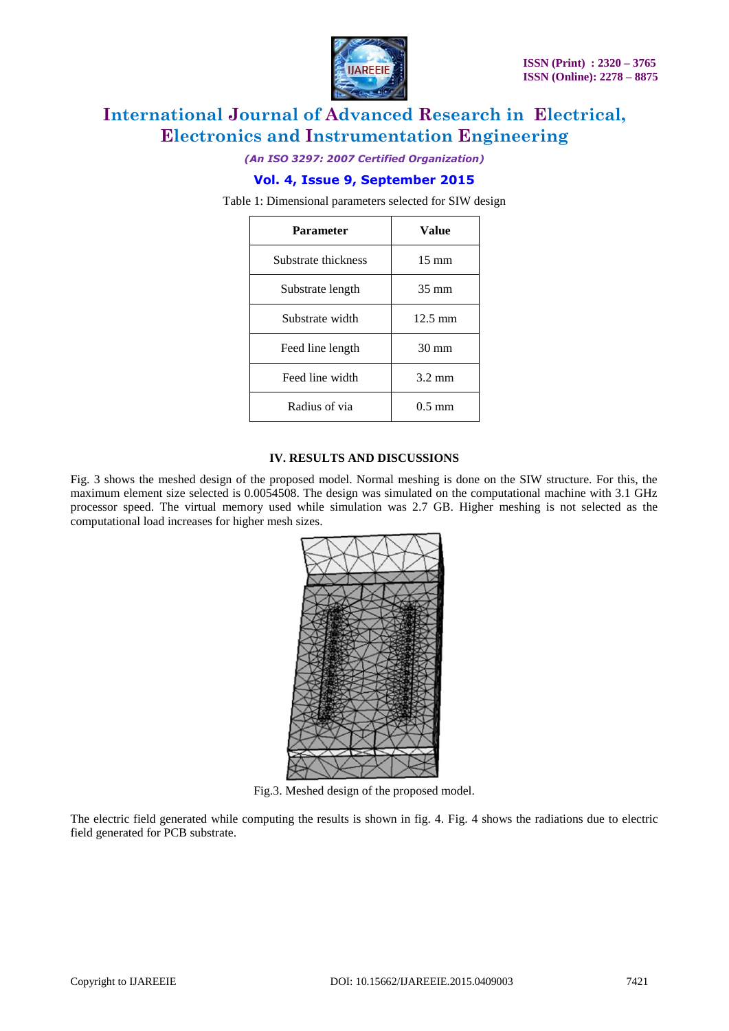Table 1: Dimensional parameters selected for SIW design

| Parameter | Value |
|---|---|
| Substrate thickness | 15 mm |
| Substrate length | 35 mm |
| Substrate width | 12.5 mm |
| Feed line length | 30 mm |
| Feed line width | 3.2 mm |
| Radius of via | 0.5 mm |

## IV. RESULTS AND DISCUSSIONS

Fig. 3 shows the meshed design of the proposed model. Normal meshing is done on the SIW structure. For this, the maximum element size selected is 0.0054508. The design was simulated on the computational machine with 3.1 GHz processor speed. The virtual memory used while simulation was 2.7 GB. Higher meshing is not selected as the computational load increases for higher mesh sizes.

Fig.3. Meshed design of the proposed model.

The electric field generated while computing the results is shown in fig. 4. Fig. 4 shows the radiations due to electric field generated for PCB substrate.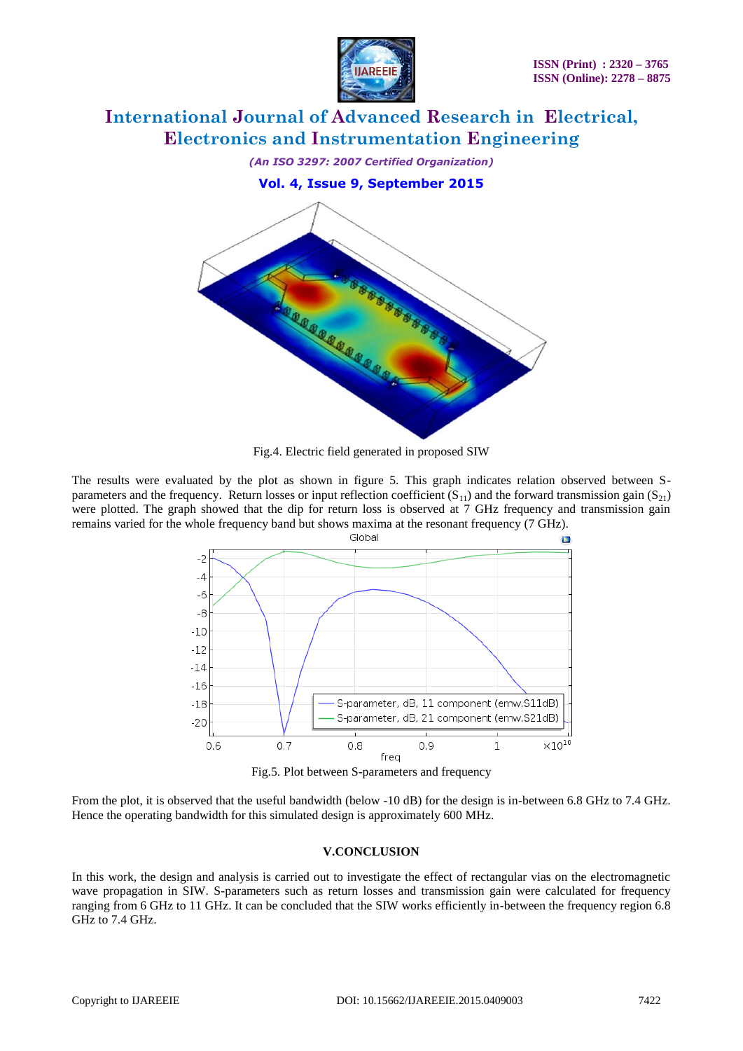Fig.4. Electric field generated in proposed SIW

The results were evaluated by the plot as shown in figure 5. This graph indicates relation observed between S-parameters and the frequency. Return losses or input reflection coefficient ($S_{11}$) and the forward transmission gain ($S_{21}$) were plotted. The graph showed that the dip for return loss is observed at 7 GHz frequency and transmission gain remains varied for the whole frequency band but shows maxima at the resonant frequency (7 GHz).

Fig.5. Plot between S-parameters and frequency

From the plot, it is observed that the useful bandwidth (below -10 dB) for the design is in-between 6.8 GHz to 7.4 GHz. Hence the operating bandwidth for this simulated design is approximately 600 MHz.

## V.CONCLUSION

In this work, the design and analysis is carried out to investigate the effect of rectangular vias on the electromagnetic wave propagation in SIW. S-parameters such as return losses and transmission gain were calculated for frequency ranging from 6 GHz to 11 GHz. It can be concluded that the SIW works efficiently in-between the frequency region 6.8 GHz to 7.4 GHz.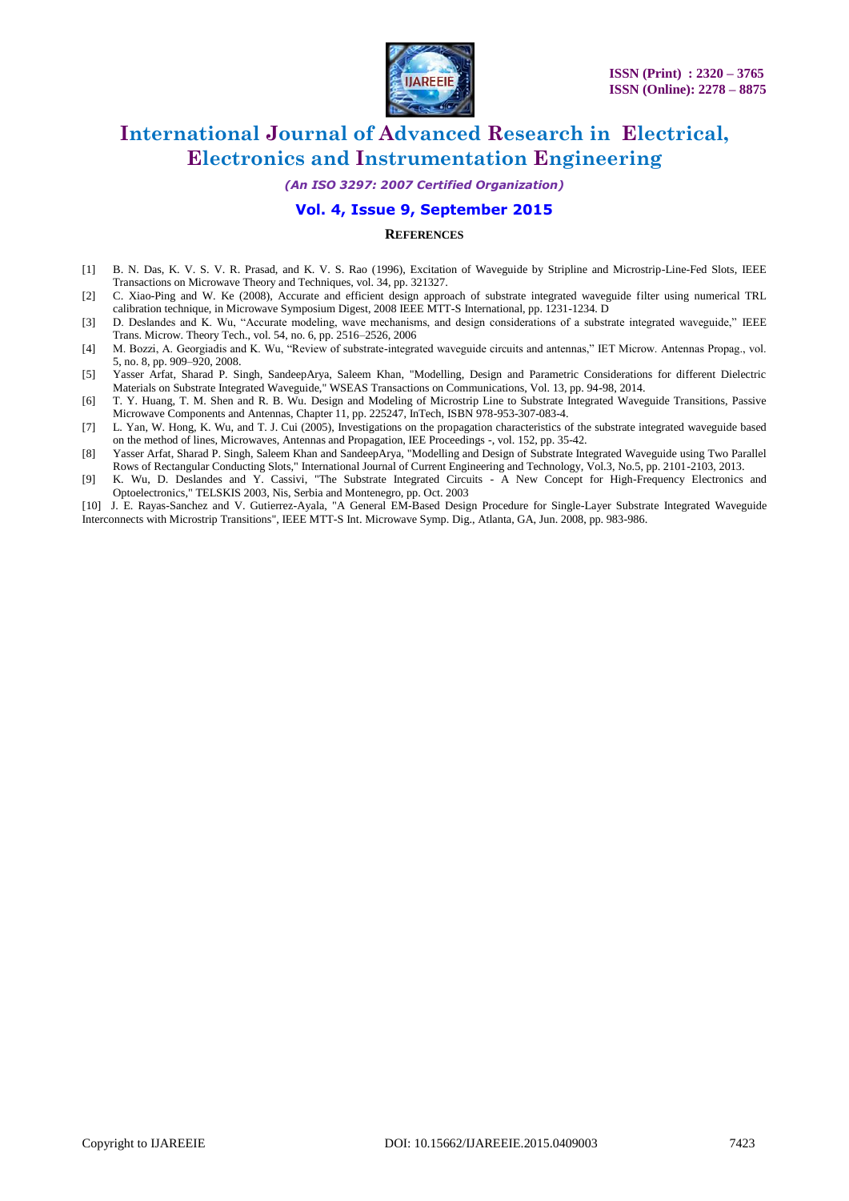### REFERENCES

[1] B. N. Das, K. V. S. V. R. Prasad, and K. V. S. Rao (1996), Excitation of Waveguide by Stripline and Microstrip-Line-Fed Slots, IEEE Transactions on Microwave Theory and Techniques, vol. 34, pp. 321327.

[2] C. Xiao-Ping and W. Ke (2008), Accurate and efficient design approach of substrate integrated waveguide filter using numerical TRL calibration technique, in Microwave Symposium Digest, 2008 IEEE MTT-S International, pp. 1231-1234. D

[3] D. Deslandes and K. Wu, "Accurate modeling, wave mechanisms, and design considerations of a substrate integrated waveguide," IEEE Trans. Microw. Theory Tech., vol. 54, no. 6, pp. 2516–2526, 2006

[4] M. Bozzi, A. Georgiadis and K. Wu, "Review of substrate-integrated waveguide circuits and antennas," IET Microw. Antennas Propag., vol. 5, no. 8, pp. 909–920, 2008.

[5] Yasser Arfat, Sharad P. Singh, SandeepArya, Saleem Khan, "Modelling, Design and Parametric Considerations for different Dielectric Materials on Substrate Integrated Waveguide," WSEAS Transactions on Communications, Vol. 13, pp. 94-98, 2014.

[6] T. Y. Huang, T. M. Shen and R. B. Wu. Design and Modeling of Microstrip Line to Substrate Integrated Waveguide Transitions, Passive Microwave Components and Antennas, Chapter 11, pp. 225247, InTech, ISBN 978-953-307-083-4.

[7] L. Yan, W. Hong, K. Wu, and T. J. Cui (2005), Investigations on the propagation characteristics of the substrate integrated waveguide based on the method of lines, Microwaves, Antennas and Propagation, IEE Proceedings -, vol. 152, pp. 35-42.

[8] Yasser Arfat, Sharad P. Singh, Saleem Khan and SandeepArya, "Modelling and Design of Substrate Integrated Waveguide using Two Parallel Rows of Rectangular Conducting Slots," International Journal of Current Engineering and Technology, Vol.3, No.5, pp. 2101-2103, 2013.

[9] K. Wu, D. Deslandes and Y. Cassivi, "The Substrate Integrated Circuits - A New Concept for High-Frequency Electronics and Optoelectronics," TELSKIS 2003, Nis, Serbia and Montenegro, pp. Oct. 2003

[10] J. E. Rayas-Sanchez and V. Gutierrez-Ayala, "A General EM-Based Design Procedure for Single-Layer Substrate Integrated Waveguide Interconnects with Microstrip Transitions", IEEE MTT-S Int. Microwave Symp. Dig., Atlanta, GA, Jun. 2008, pp. 983-986.